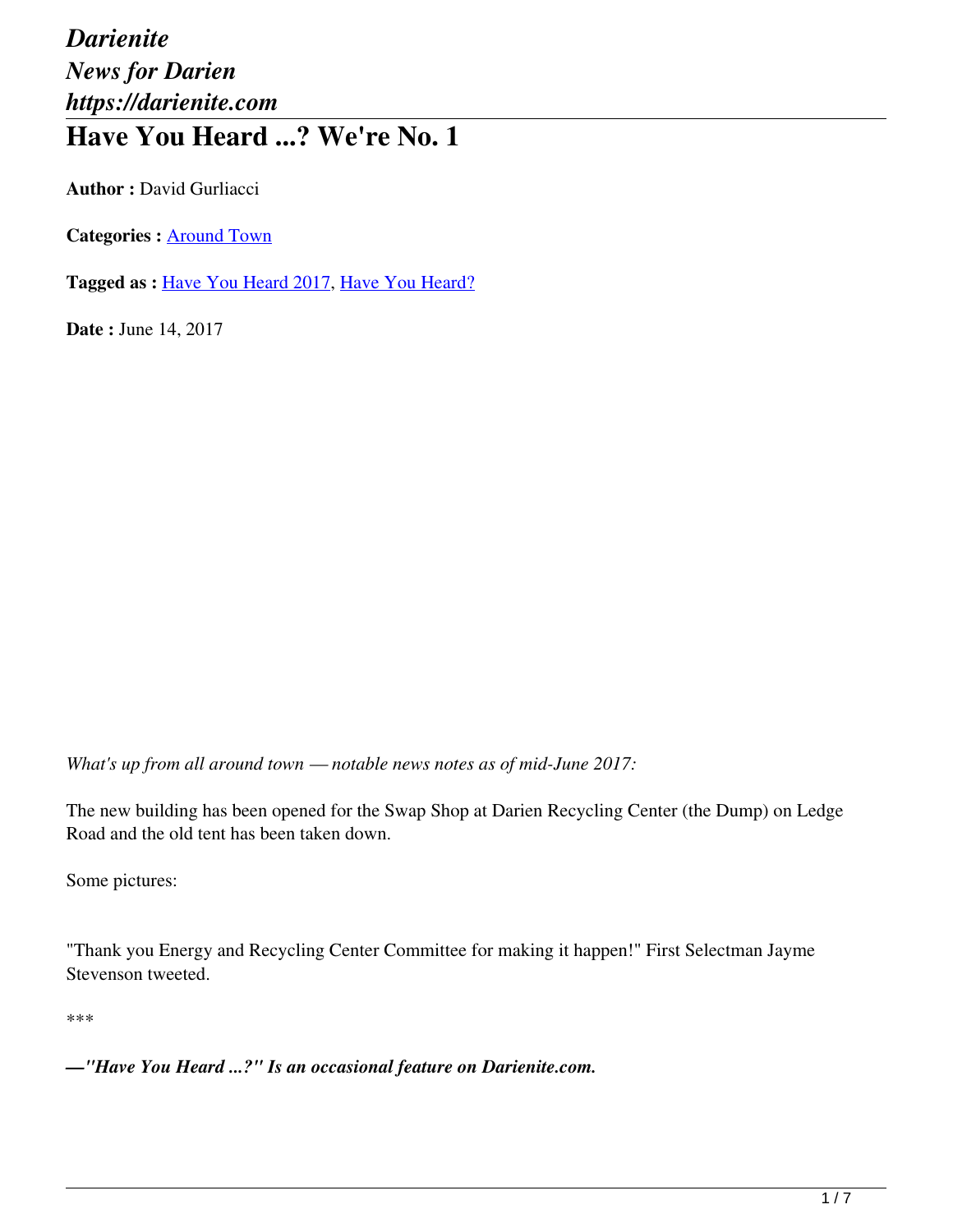*Darienite*
*News for Darien*
*https://darienite.com*

# Have You Heard ...? We're No. 1

**Author :** David Gurliacci

**Categories :** Around Town

**Tagged as :** Have You Heard 2017, Have You Heard?

**Date :** June 14, 2017

*What's up from all around town — notable news notes as of mid-June 2017:*

The new building has been opened for the Swap Shop at Darien Recycling Center (the Dump) on Ledge Road and the old tent has been taken down.

Some pictures:

"Thank you Energy and Recycling Center Committee for making it happen!" First Selectman Jayme Stevenson tweeted.

***

***—"Have You Heard ...?" Is an occasional feature on Darienite.com.***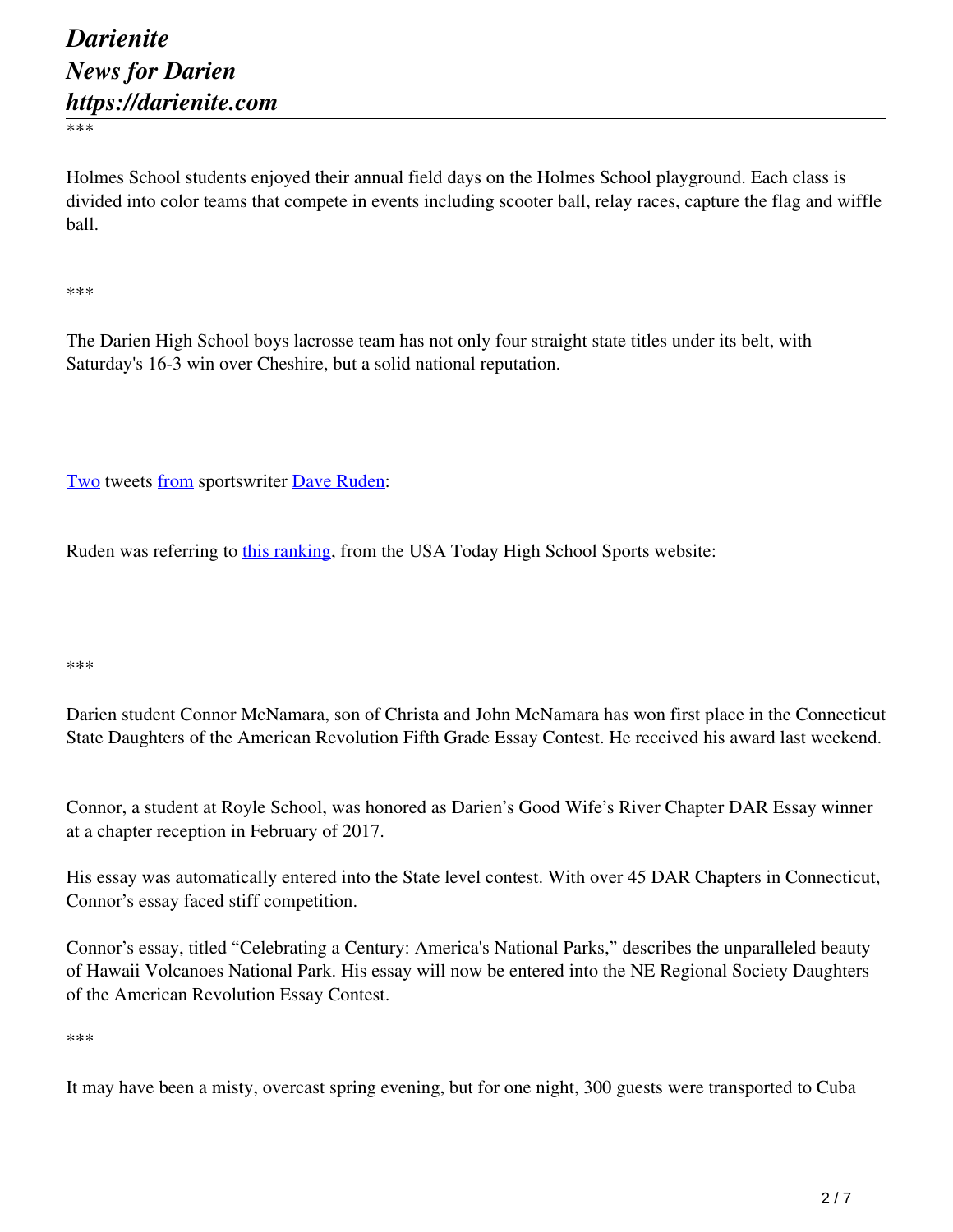***

Holmes School students enjoyed their annual field days on the Holmes School playground. Each class is divided into color teams that compete in events including scooter ball, relay races, capture the flag and wiffle ball.

***

The Darien High School boys lacrosse team has not only four straight state titles under its belt, with Saturday's 16-3 win over Cheshire, but a solid national reputation.

Two tweets from sportswriter Dave Ruden:

Ruden was referring to this ranking, from the USA Today High School Sports website:

***

Darien student Connor McNamara, son of Christa and John McNamara has won first place in the Connecticut State Daughters of the American Revolution Fifth Grade Essay Contest. He received his award last weekend.

Connor, a student at Royle School, was honored as Darien's Good Wife's River Chapter DAR Essay winner at a chapter reception in February of 2017.

His essay was automatically entered into the State level contest. With over 45 DAR Chapters in Connecticut, Connor's essay faced stiff competition.

Connor's essay, titled "Celebrating a Century: America's National Parks," describes the unparalleled beauty of Hawaii Volcanoes National Park. His essay will now be entered into the NE Regional Society Daughters of the American Revolution Essay Contest.

***

It may have been a misty, overcast spring evening, but for one night, 300 guests were transported to Cuba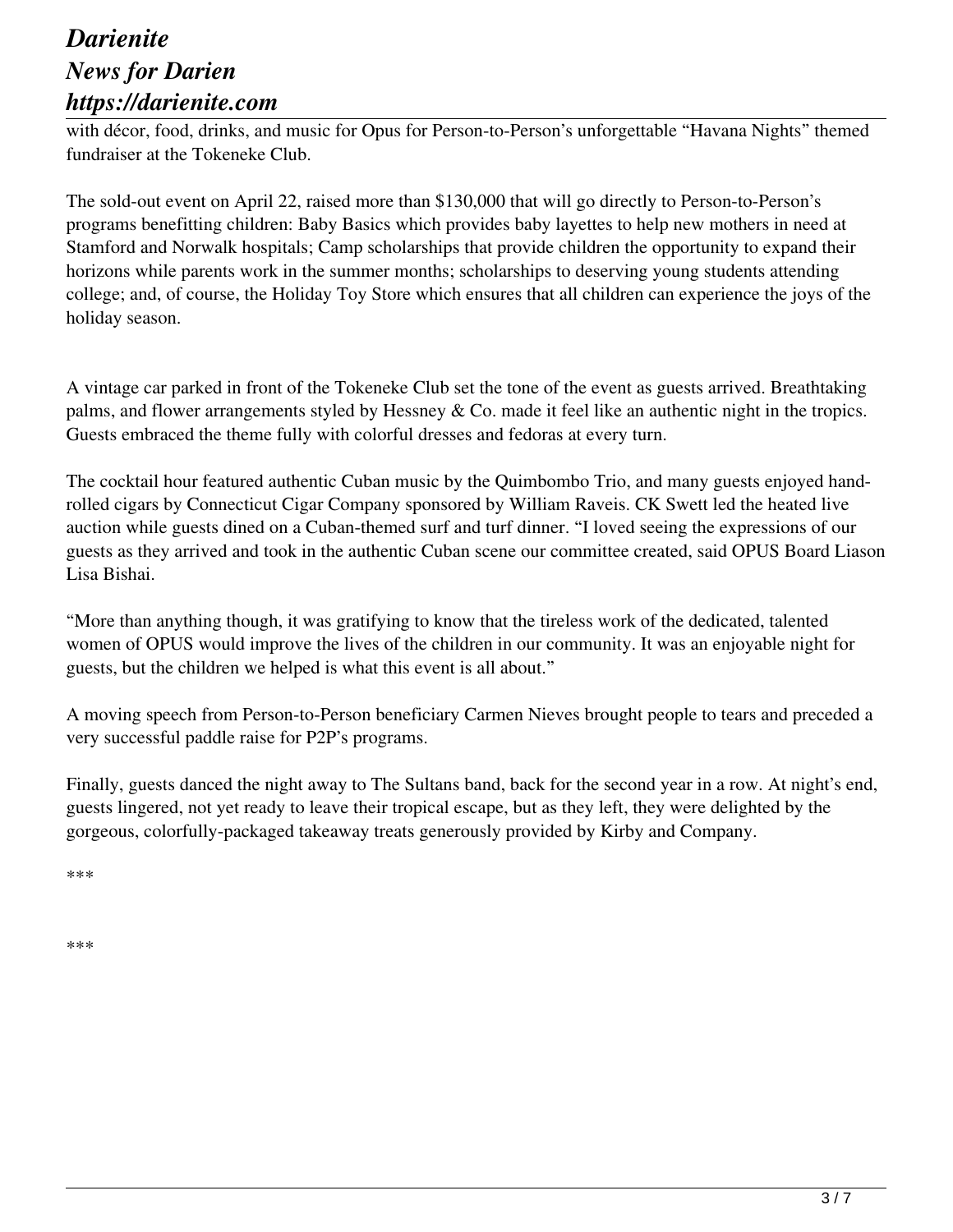with décor, food, drinks, and music for Opus for Person-to-Person's unforgettable "Havana Nights" themed fundraiser at the Tokeneke Club.

The sold-out event on April 22, raised more than $130,000 that will go directly to Person-to-Person's programs benefitting children: Baby Basics which provides baby layettes to help new mothers in need at Stamford and Norwalk hospitals; Camp scholarships that provide children the opportunity to expand their horizons while parents work in the summer months; scholarships to deserving young students attending college; and, of course, the Holiday Toy Store which ensures that all children can experience the joys of the holiday season.

A vintage car parked in front of the Tokeneke Club set the tone of the event as guests arrived. Breathtaking palms, and flower arrangements styled by Hessney & Co. made it feel like an authentic night in the tropics. Guests embraced the theme fully with colorful dresses and fedoras at every turn.

The cocktail hour featured authentic Cuban music by the Quimbombo Trio, and many guests enjoyed hand-rolled cigars by Connecticut Cigar Company sponsored by William Raveis. CK Swett led the heated live auction while guests dined on a Cuban-themed surf and turf dinner. "I loved seeing the expressions of our guests as they arrived and took in the authentic Cuban scene our committee created, said OPUS Board Liason Lisa Bishai.

"More than anything though, it was gratifying to know that the tireless work of the dedicated, talented women of OPUS would improve the lives of the children in our community. It was an enjoyable night for guests, but the children we helped is what this event is all about."

A moving speech from Person-to-Person beneficiary Carmen Nieves brought people to tears and preceded a very successful paddle raise for P2P's programs.

Finally, guests danced the night away to The Sultans band, back for the second year in a row. At night's end, guests lingered, not yet ready to leave their tropical escape, but as they left, they were delighted by the gorgeous, colorfully-packaged takeaway treats generously provided by Kirby and Company.

***

***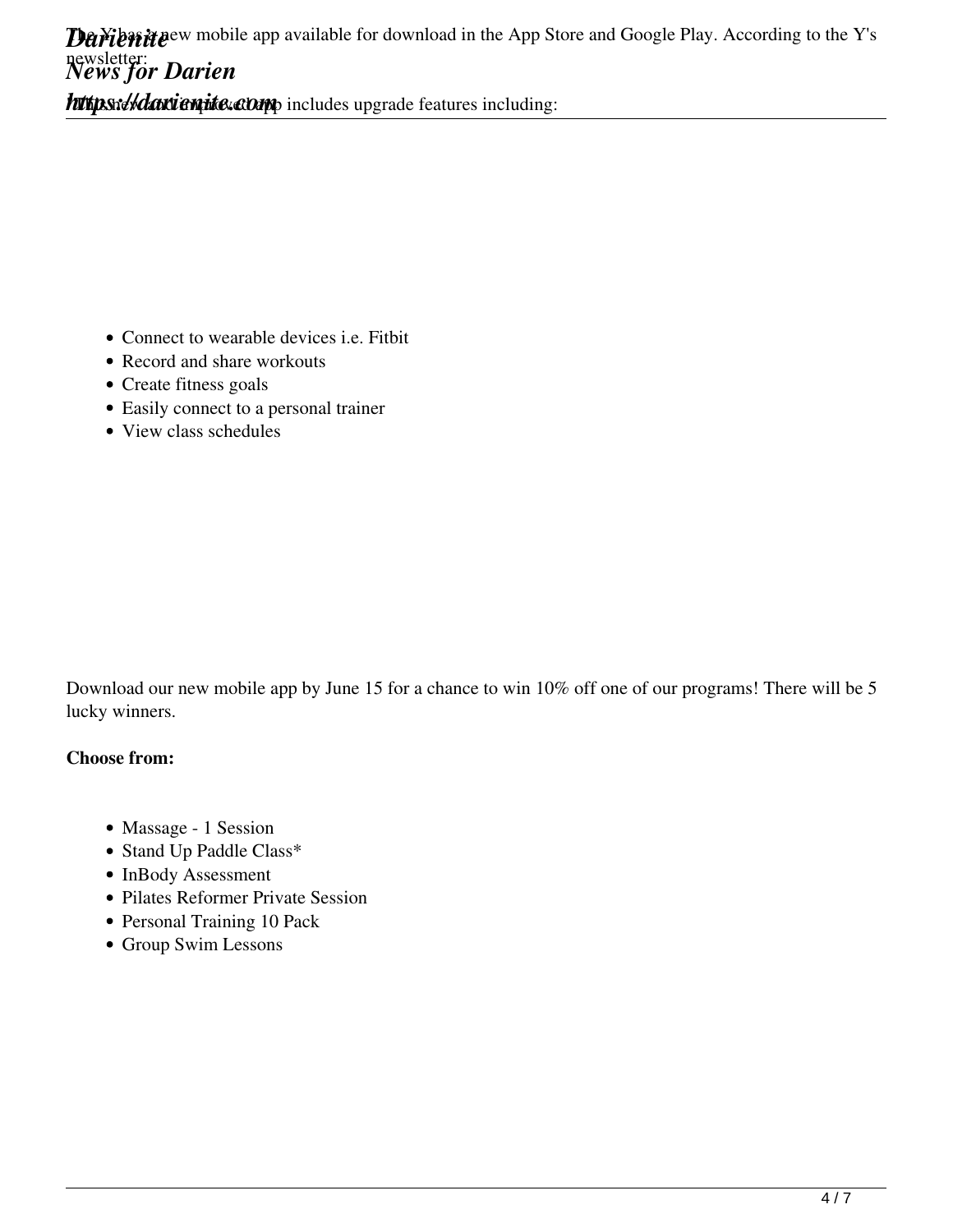The Y has a new mobile app available for download in the App Store and Google Play. According to the Y's newsletter:

The new and improved app includes upgrade features including:

- Connect to wearable devices i.e. Fitbit
- Record and share workouts
- Create fitness goals
- Easily connect to a personal trainer
- View class schedules

Download our new mobile app by June 15 for a chance to win 10% off one of our programs! There will be 5 lucky winners.

**Choose from:**

- Massage - 1 Session
- Stand Up Paddle Class*
- InBody Assessment
- Pilates Reformer Private Session
- Personal Training 10 Pack
- Group Swim Lessons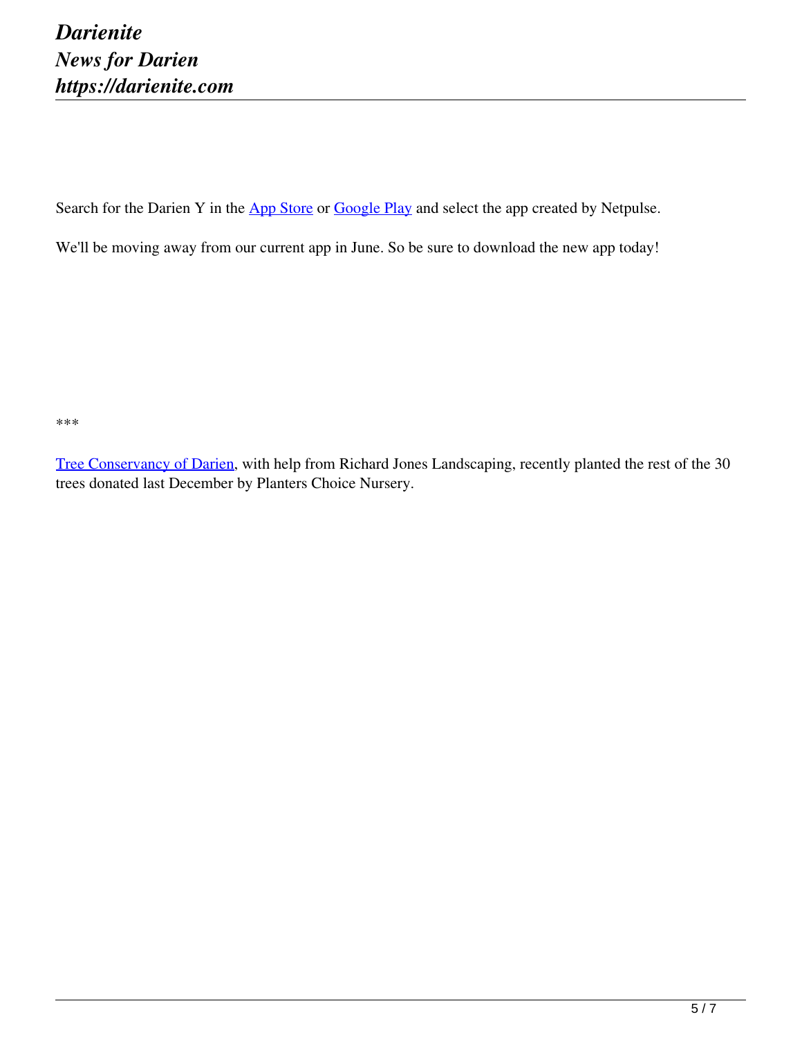Search for the Darien Y in the [App Store](#) or [Google Play](#) and select the app created by Netpulse.

We'll be moving away from our current app in June. So be sure to download the new app today!

***

[Tree Conservancy of Darien](#), with help from Richard Jones Landscaping, recently planted the rest of the 30 trees donated last December by Planters Choice Nursery.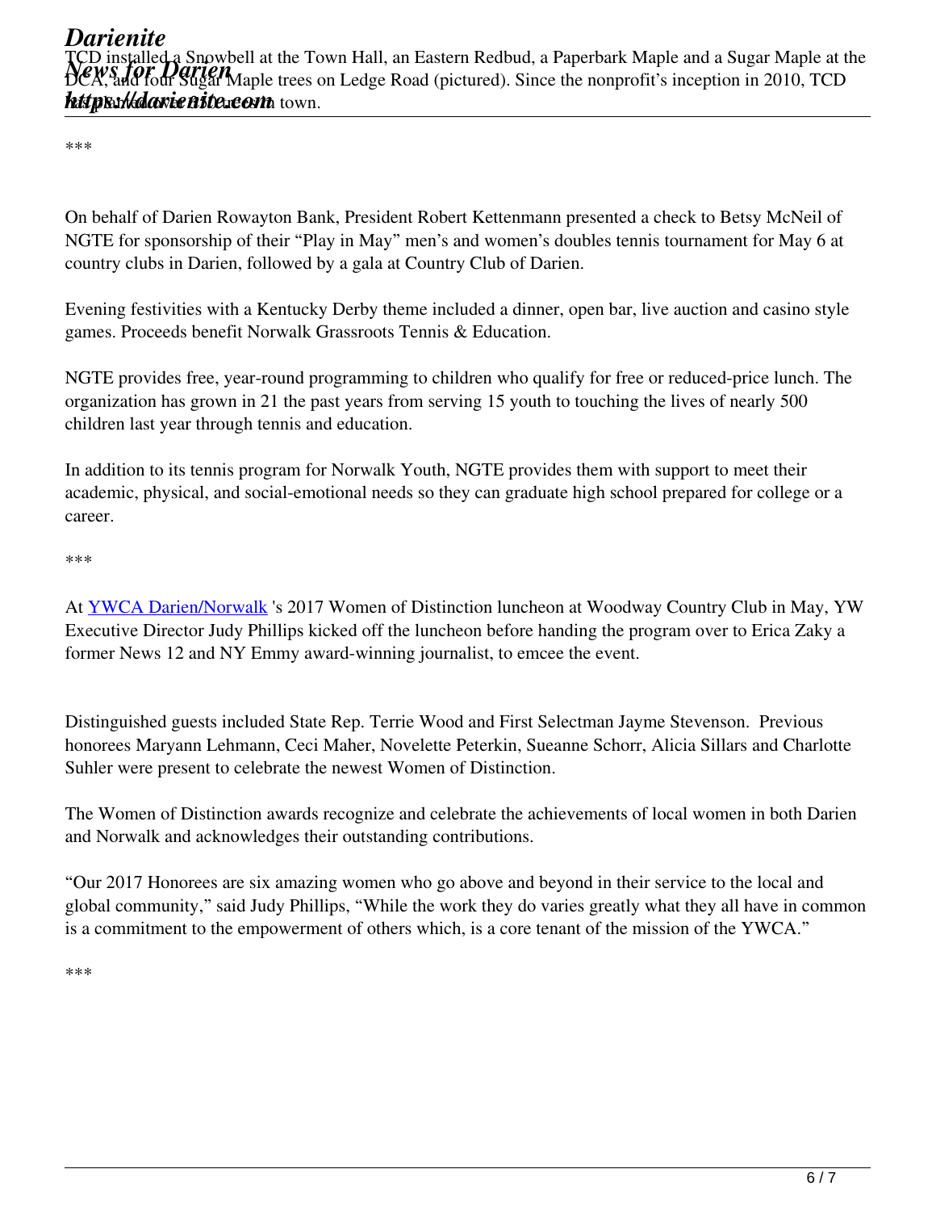TCD installed a Snowbell at the Town Hall, an Eastern Redbud, a Paperbark Maple and a Sugar Maple at the DCA, and four Sugar Maple trees on Ledge Road (pictured). Since the nonprofit's inception in 2010, TCD has planted over 850 trees in town.

***

On behalf of Darien Rowayton Bank, President Robert Kettenmann presented a check to Betsy McNeil of NGTE for sponsorship of their "Play in May" men's and women's doubles tennis tournament for May 6 at country clubs in Darien, followed by a gala at Country Club of Darien.

Evening festivities with a Kentucky Derby theme included a dinner, open bar, live auction and casino style games. Proceeds benefit Norwalk Grassroots Tennis & Education.

NGTE provides free, year-round programming to children who qualify for free or reduced-price lunch. The organization has grown in 21 the past years from serving 15 youth to touching the lives of nearly 500 children last year through tennis and education.

In addition to its tennis program for Norwalk Youth, NGTE provides them with support to meet their academic, physical, and social-emotional needs so they can graduate high school prepared for college or a career.

***

At [YWCA Darien/Norwalk](https://darienite.com) 's 2017 Women of Distinction luncheon at Woodway Country Club in May, YW Executive Director Judy Phillips kicked off the luncheon before handing the program over to Erica Zaky a former News 12 and NY Emmy award-winning journalist, to emcee the event.

Distinguished guests included State Rep. Terrie Wood and First Selectman Jayme Stevenson. Previous honorees Maryann Lehmann, Ceci Maher, Novelette Peterkin, Sueanne Schorr, Alicia Sillars and Charlotte Suhler were present to celebrate the newest Women of Distinction.

The Women of Distinction awards recognize and celebrate the achievements of local women in both Darien and Norwalk and acknowledges their outstanding contributions.

"Our 2017 Honorees are six amazing women who go above and beyond in their service to the local and global community," said Judy Phillips, "While the work they do varies greatly what they all have in common is a commitment to the empowerment of others which, is a core tenant of the mission of the YWCA."

***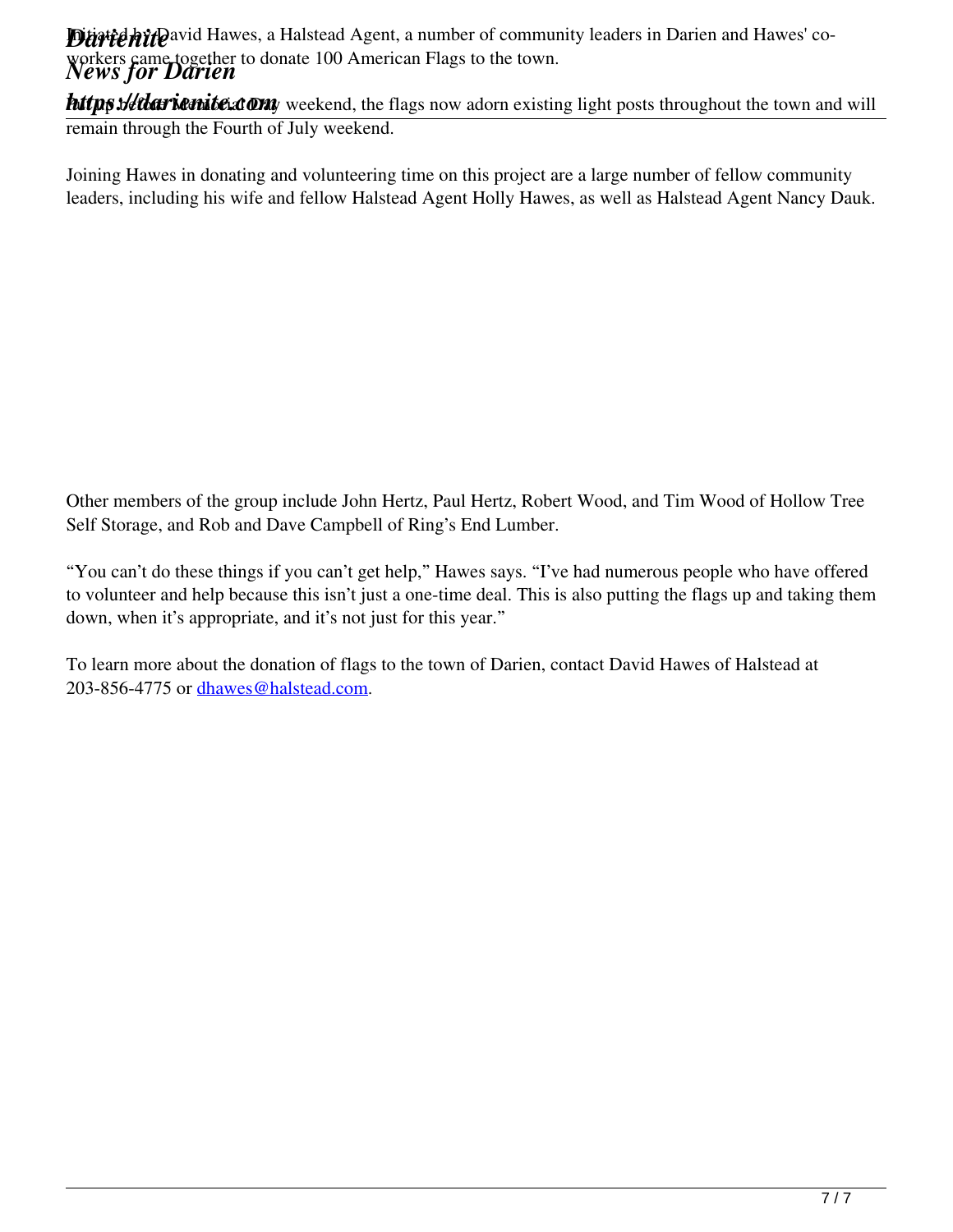Initiated by David Hawes, a Halstead Agent, a number of community leaders in Darien and Hawes' co-workers came together to donate 100 American Flags to the town.

Put up before Memorial Day weekend, the flags now adorn existing light posts throughout the town and will remain through the Fourth of July weekend.

Joining Hawes in donating and volunteering time on this project are a large number of fellow community leaders, including his wife and fellow Halstead Agent Holly Hawes, as well as Halstead Agent Nancy Dauk.

Other members of the group include John Hertz, Paul Hertz, Robert Wood, and Tim Wood of Hollow Tree Self Storage, and Rob and Dave Campbell of Ring's End Lumber.

"You can't do these things if you can't get help," Hawes says. "I've had numerous people who have offered to volunteer and help because this isn't just a one-time deal. This is also putting the flags up and taking them down, when it's appropriate, and it's not just for this year."

To learn more about the donation of flags to the town of Darien, contact David Hawes of Halstead at 203-856-4775 or [dhawes@halstead.com](mailto:dhawes@halstead.com).